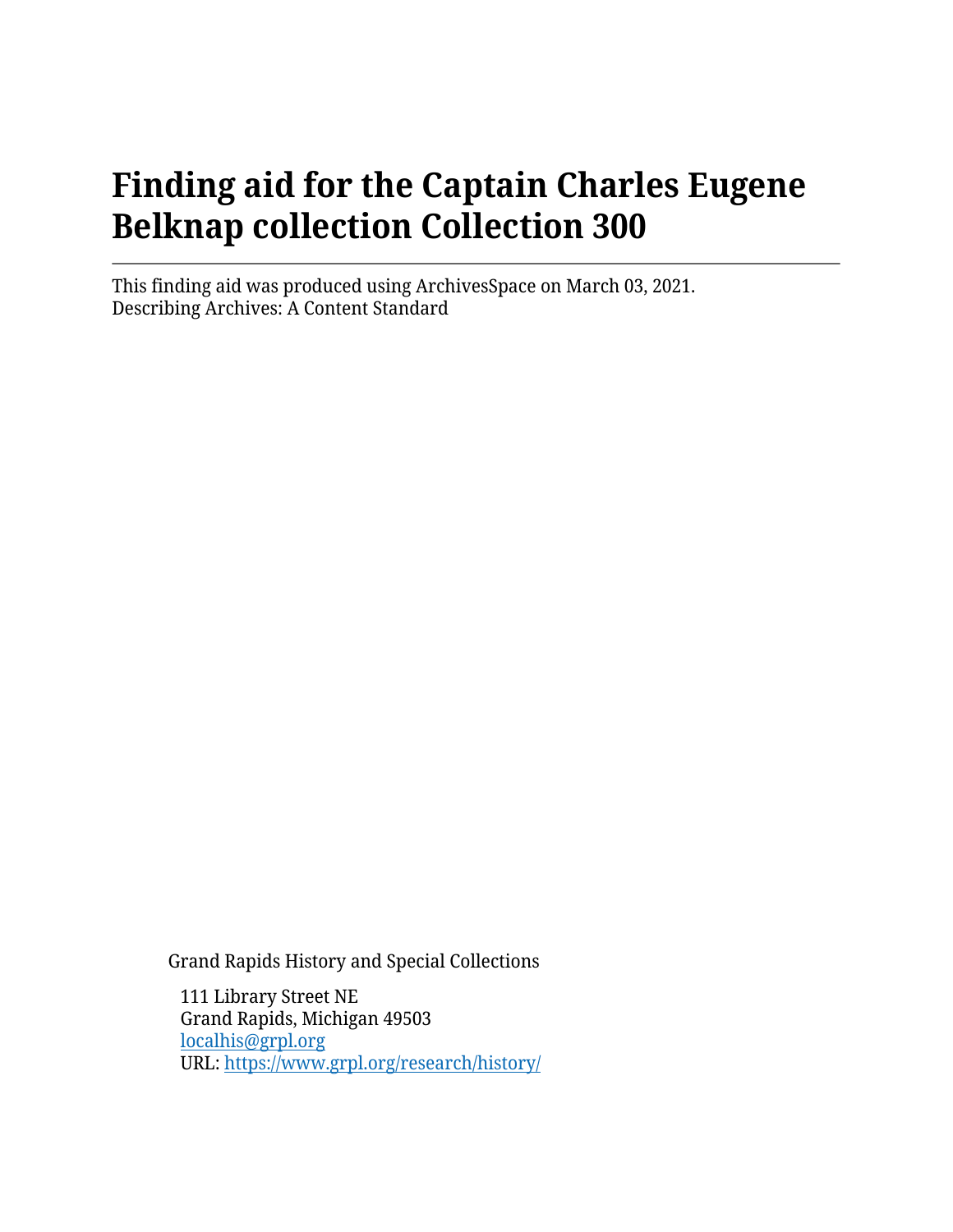# Finding aid for the Captain Charles Eugene Belknap collection Collection 300

---

This finding aid was produced using ArchivesSpace on March 03, 2021.
Describing Archives: A Content Standard

Grand Rapids History and Special Collections

111 Library Street NE
Grand Rapids, Michigan 49503
[localhis@grpl.org](mailto:localhis@grpl.org)
URL: [https://www.grpl.org/research/history/](https://www.grpl.org/research/history/)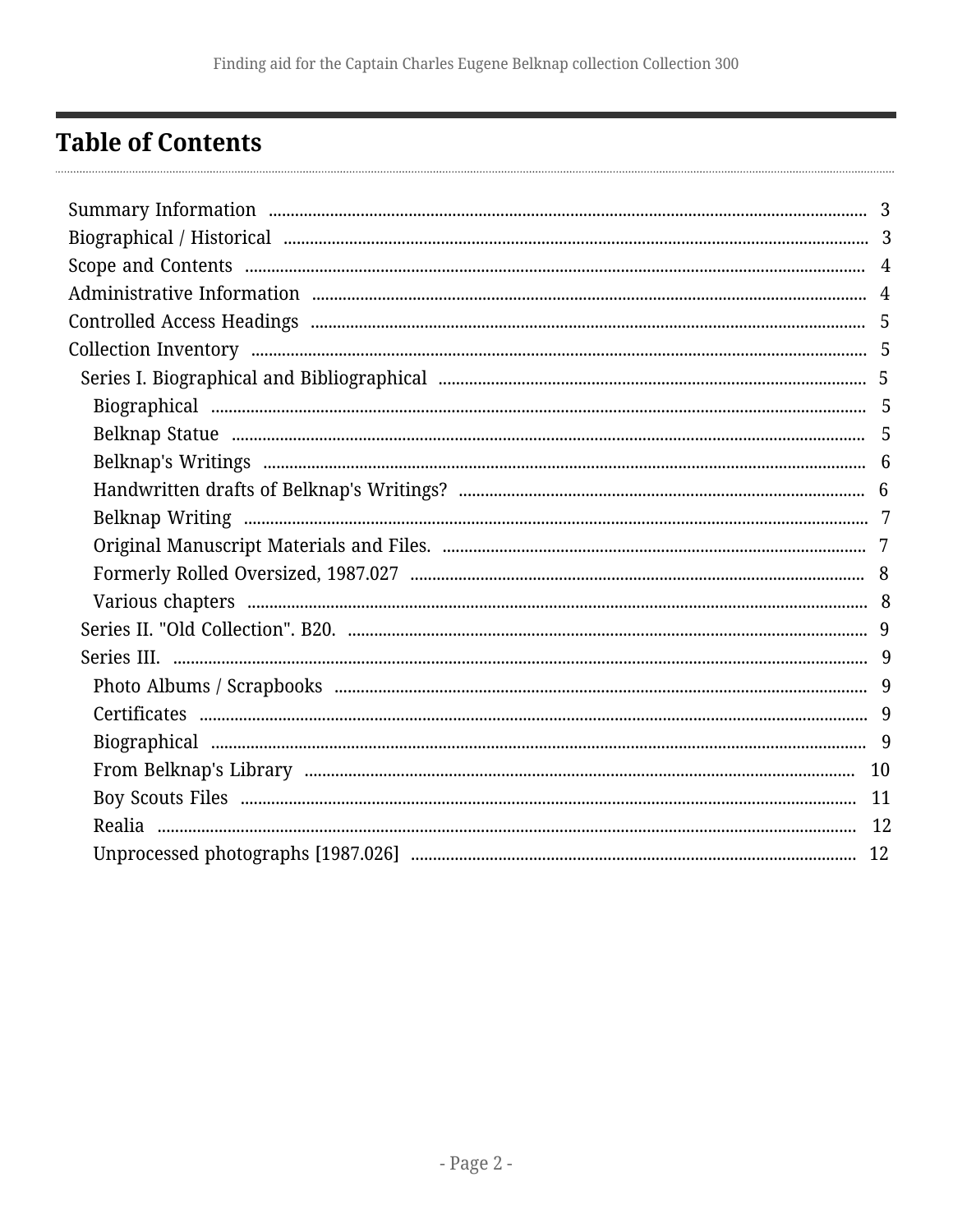# Table of Contents

- Summary Information ........ 3
- Biographical / Historical ........ 3
- Scope and Contents ........ 4
- Administrative Information ........ 4
- Controlled Access Headings ........ 5
- Collection Inventory ........ 5
  - Series I. Biographical and Bibliographical ........ 5
    - Biographical ........ 5
    - Belknap Statue ........ 5
    - Belknap's Writings ........ 6
    - Handwritten drafts of Belknap's Writings? ........ 6
    - Belknap Writing ........ 7
    - Original Manuscript Materials and Files. ........ 7
    - Formerly Rolled Oversized, 1987.027 ........ 8
    - Various chapters ........ 8
  - Series II. "Old Collection". B20. ........ 9
  - Series III. ........ 9
    - Photo Albums / Scrapbooks ........ 9
    - Certificates ........ 9
    - Biographical ........ 9
    - From Belknap's Library ........ 10
    - Boy Scouts Files ........ 11
    - Realia ........ 12
    - Unprocessed photographs [1987.026] ........ 12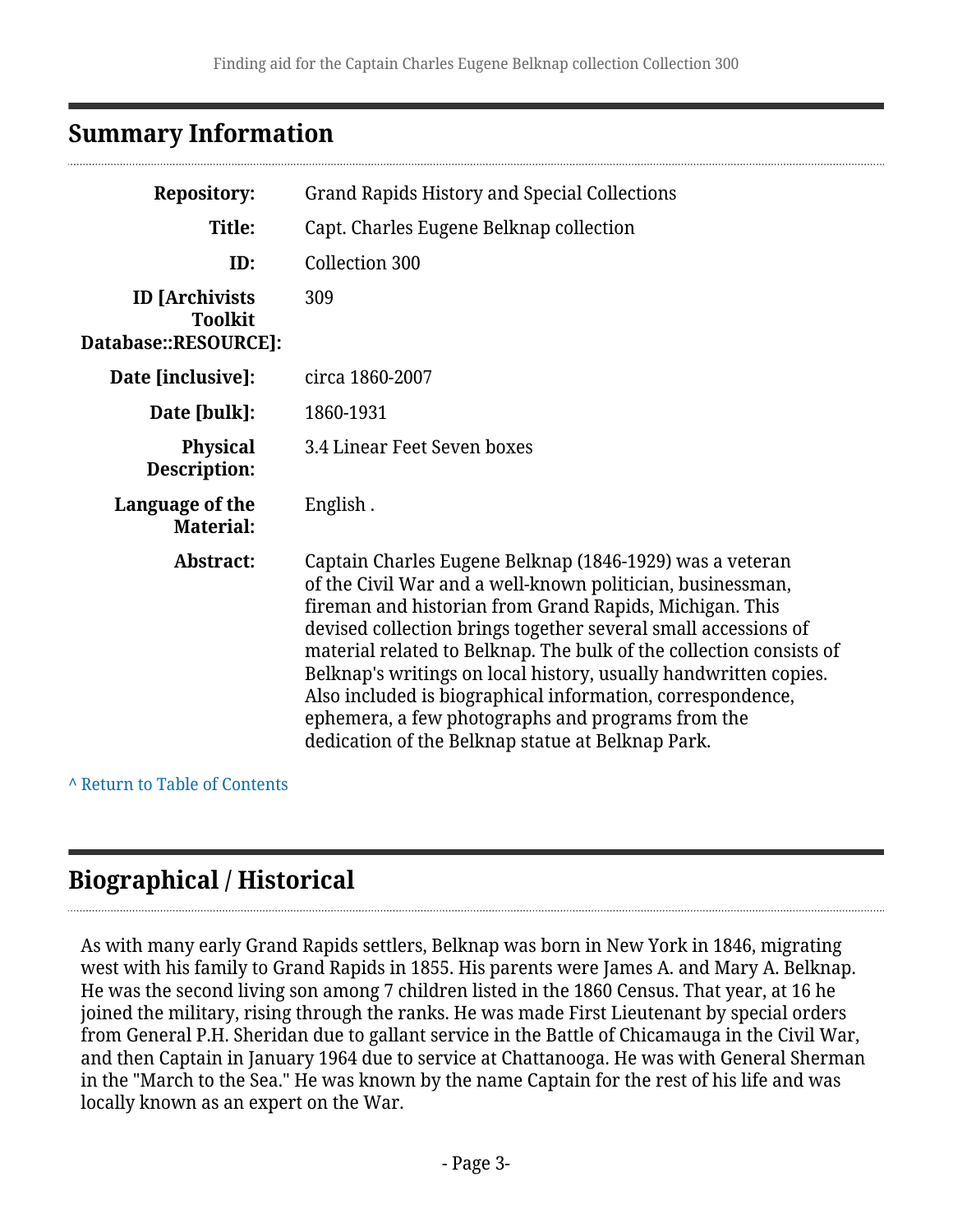## Summary Information

| | |
|---|---|
| **Repository:** | Grand Rapids History and Special Collections |
| **Title:** | Capt. Charles Eugene Belknap collection |
| **ID:** | Collection 300 |
| **ID [Archivists Toolkit Database::RESOURCE]:** | 309 |
| **Date [inclusive]:** | circa 1860-2007 |
| **Date [bulk]:** | 1860-1931 |
| **Physical Description:** | 3.4 Linear Feet Seven boxes |
| **Language of the Material:** | English . |
| **Abstract:** | Captain Charles Eugene Belknap (1846-1929) was a veteran of the Civil War and a well-known politician, businessman, fireman and historian from Grand Rapids, Michigan. This devised collection brings together several small accessions of material related to Belknap. The bulk of the collection consists of Belknap's writings on local history, usually handwritten copies. Also included is biographical information, correspondence, ephemera, a few photographs and programs from the dedication of the Belknap statue at Belknap Park. |

^ Return to Table of Contents

## Biographical / Historical

As with many early Grand Rapids settlers, Belknap was born in New York in 1846, migrating west with his family to Grand Rapids in 1855. His parents were James A. and Mary A. Belknap. He was the second living son among 7 children listed in the 1860 Census. That year, at 16 he joined the military, rising through the ranks. He was made First Lieutenant by special orders from General P.H. Sheridan due to gallant service in the Battle of Chicamauga in the Civil War, and then Captain in January 1964 due to service at Chattanooga. He was with General Sherman in the "March to the Sea." He was known by the name Captain for the rest of his life and was locally known as an expert on the War.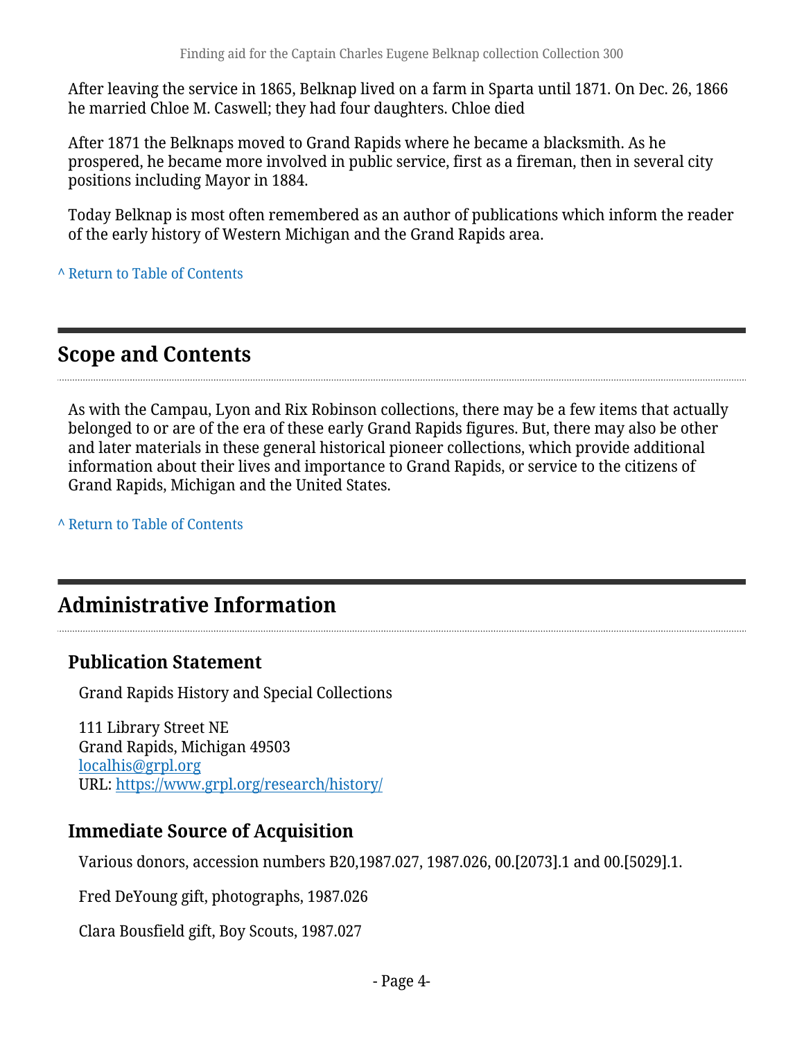After leaving the service in 1865, Belknap lived on a farm in Sparta until 1871. On Dec. 26, 1866 he married Chloe M. Caswell; they had four daughters. Chloe died

After 1871 the Belknaps moved to Grand Rapids where he became a blacksmith. As he prospered, he became more involved in public service, first as a fireman, then in several city positions including Mayor in 1884.

Today Belknap is most often remembered as an author of publications which inform the reader of the early history of Western Michigan and the Grand Rapids area.

^ Return to Table of Contents

## Scope and Contents

As with the Campau, Lyon and Rix Robinson collections, there may be a few items that actually belonged to or are of the era of these early Grand Rapids figures. But, there may also be other and later materials in these general historical pioneer collections, which provide additional information about their lives and importance to Grand Rapids, or service to the citizens of Grand Rapids, Michigan and the United States.

^ Return to Table of Contents

## Administrative Information

### Publication Statement

Grand Rapids History and Special Collections

111 Library Street NE
Grand Rapids, Michigan 49503
localhis@grpl.org
URL: https://www.grpl.org/research/history/

### Immediate Source of Acquisition

Various donors, accession numbers B20,1987.027, 1987.026, 00.[2073].1 and 00.[5029].1.

Fred DeYoung gift, photographs, 1987.026

Clara Bousfield gift, Boy Scouts, 1987.027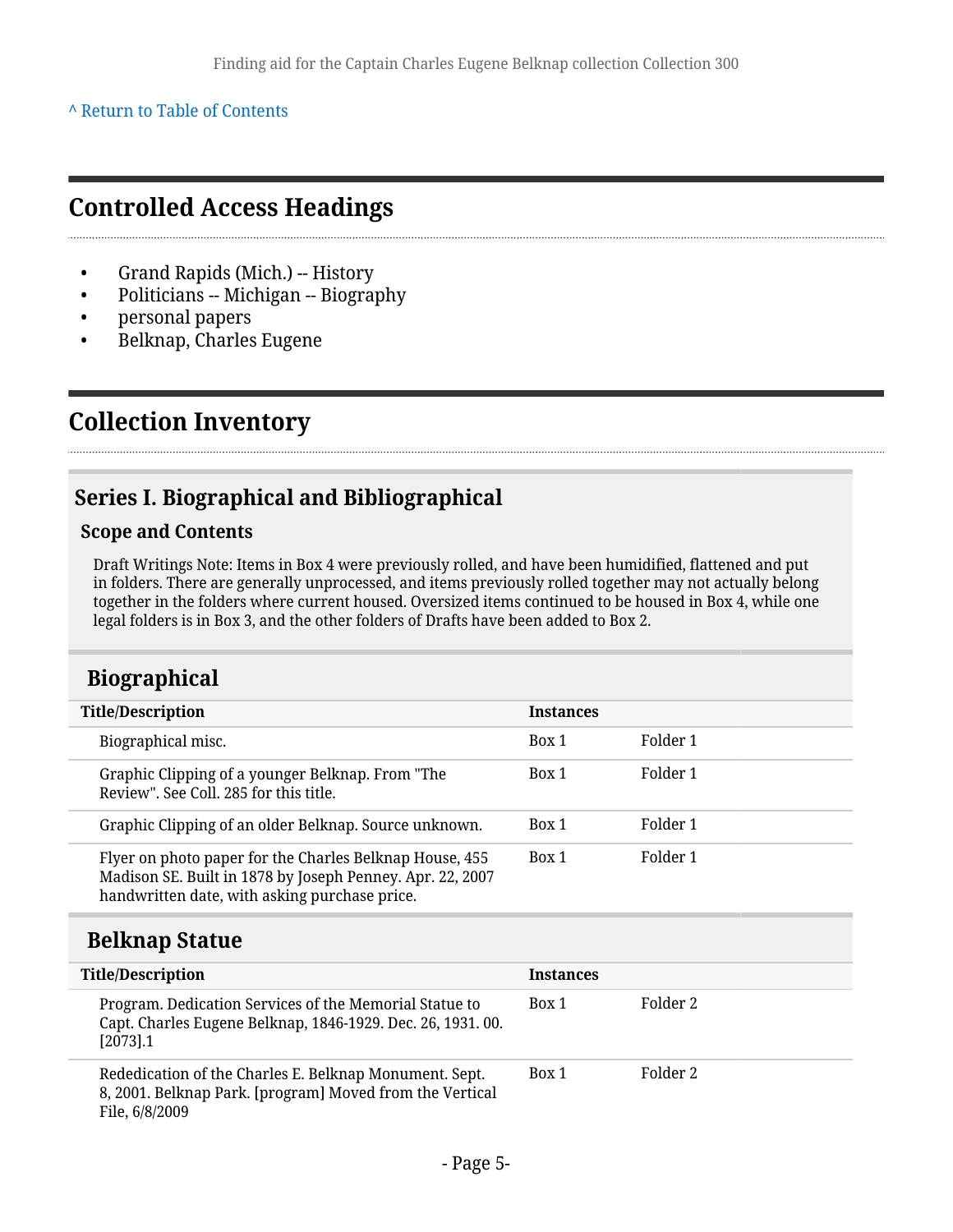^ Return to Table of Contents

## Controlled Access Headings

- Grand Rapids (Mich.) -- History
- Politicians -- Michigan -- Biography
- personal papers
- Belknap, Charles Eugene

## Collection Inventory

### Series I. Biographical and Bibliographical

#### Scope and Contents

Draft Writings Note: Items in Box 4 were previously rolled, and have been humidified, flattened and put in folders. There are generally unprocessed, and items previously rolled together may not actually belong together in the folders where current housed. Oversized items continued to be housed in Box 4, while one legal folders is in Box 3, and the other folders of Drafts have been added to Box 2.

### Biographical

| Title/Description | Instances | |
|---|---|---|
| Biographical misc. | Box 1 | Folder 1 |
| Graphic Clipping of a younger Belknap. From "The Review". See Coll. 285 for this title. | Box 1 | Folder 1 |
| Graphic Clipping of an older Belknap. Source unknown. | Box 1 | Folder 1 |
| Flyer on photo paper for the Charles Belknap House, 455 Madison SE. Built in 1878 by Joseph Penney. Apr. 22, 2007 handwritten date, with asking purchase price. | Box 1 | Folder 1 |

### Belknap Statue

| Title/Description | Instances | |
|---|---|---|
| Program. Dedication Services of the Memorial Statue to Capt. Charles Eugene Belknap, 1846-1929. Dec. 26, 1931. 00.[2073].1 | Box 1 | Folder 2 |
| Rededication of the Charles E. Belknap Monument. Sept. 8, 2001. Belknap Park. [program] Moved from the Vertical File, 6/8/2009 | Box 1 | Folder 2 |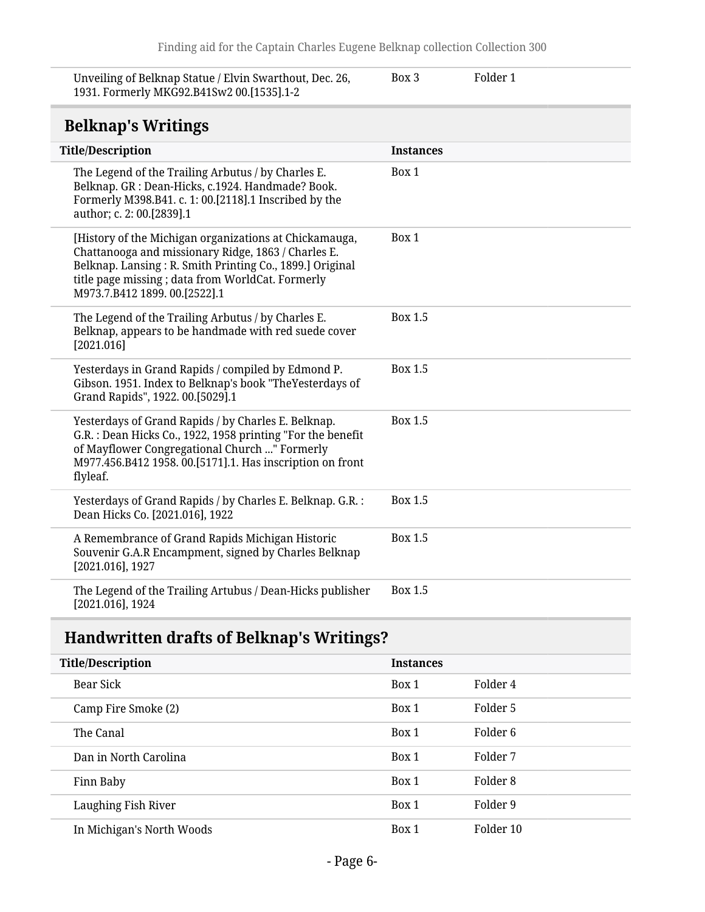| Title/Description | Instances | |
|---|---|---|
| Unveiling of Belknap Statue / Elvin Swarthout, Dec. 26, 1931. Formerly MKG92.B41Sw2 00.[1535].1-2 | Box 3 | Folder 1 |

## Belknap's Writings

| Title/Description | Instances |
|---|---|
| The Legend of the Trailing Arbutus / by Charles E. Belknap. GR : Dean-Hicks, c.1924. Handmade? Book. Formerly M398.B41. c. 1: 00.[2118].1 Inscribed by the author; c. 2: 00.[2839].1 | Box 1 |
| [History of the Michigan organizations at Chickamauga, Chattanooga and missionary Ridge, 1863 / Charles E. Belknap. Lansing : R. Smith Printing Co., 1899.] Original title page missing ; data from WorldCat. Formerly M973.7.B412 1899. 00.[2522].1 | Box 1 |
| The Legend of the Trailing Arbutus / by Charles E. Belknap, appears to be handmade with red suede cover [2021.016] | Box 1.5 |
| Yesterdays in Grand Rapids / compiled by Edmond P. Gibson. 1951. Index to Belknap's book "TheYesterdays of Grand Rapids", 1922. 00.[5029].1 | Box 1.5 |
| Yesterdays of Grand Rapids / by Charles E. Belknap. G.R. : Dean Hicks Co., 1922, 1958 printing "For the benefit of Mayflower Congregational Church ..." Formerly M977.456.B412 1958. 00.[5171].1. Has inscription on front flyleaf. | Box 1.5 |
| Yesterdays of Grand Rapids / by Charles E. Belknap. G.R. : Dean Hicks Co. [2021.016], 1922 | Box 1.5 |
| A Remembrance of Grand Rapids Michigan Historic Souvenir G.A.R Encampment, signed by Charles Belknap [2021.016], 1927 | Box 1.5 |
| The Legend of the Trailing Artubus / Dean-Hicks publisher [2021.016], 1924 | Box 1.5 |

## Handwritten drafts of Belknap's Writings?

| Title/Description | Instances | |
|---|---|---|
| Bear Sick | Box 1 | Folder 4 |
| Camp Fire Smoke (2) | Box 1 | Folder 5 |
| The Canal | Box 1 | Folder 6 |
| Dan in North Carolina | Box 1 | Folder 7 |
| Finn Baby | Box 1 | Folder 8 |
| Laughing Fish River | Box 1 | Folder 9 |
| In Michigan's North Woods | Box 1 | Folder 10 |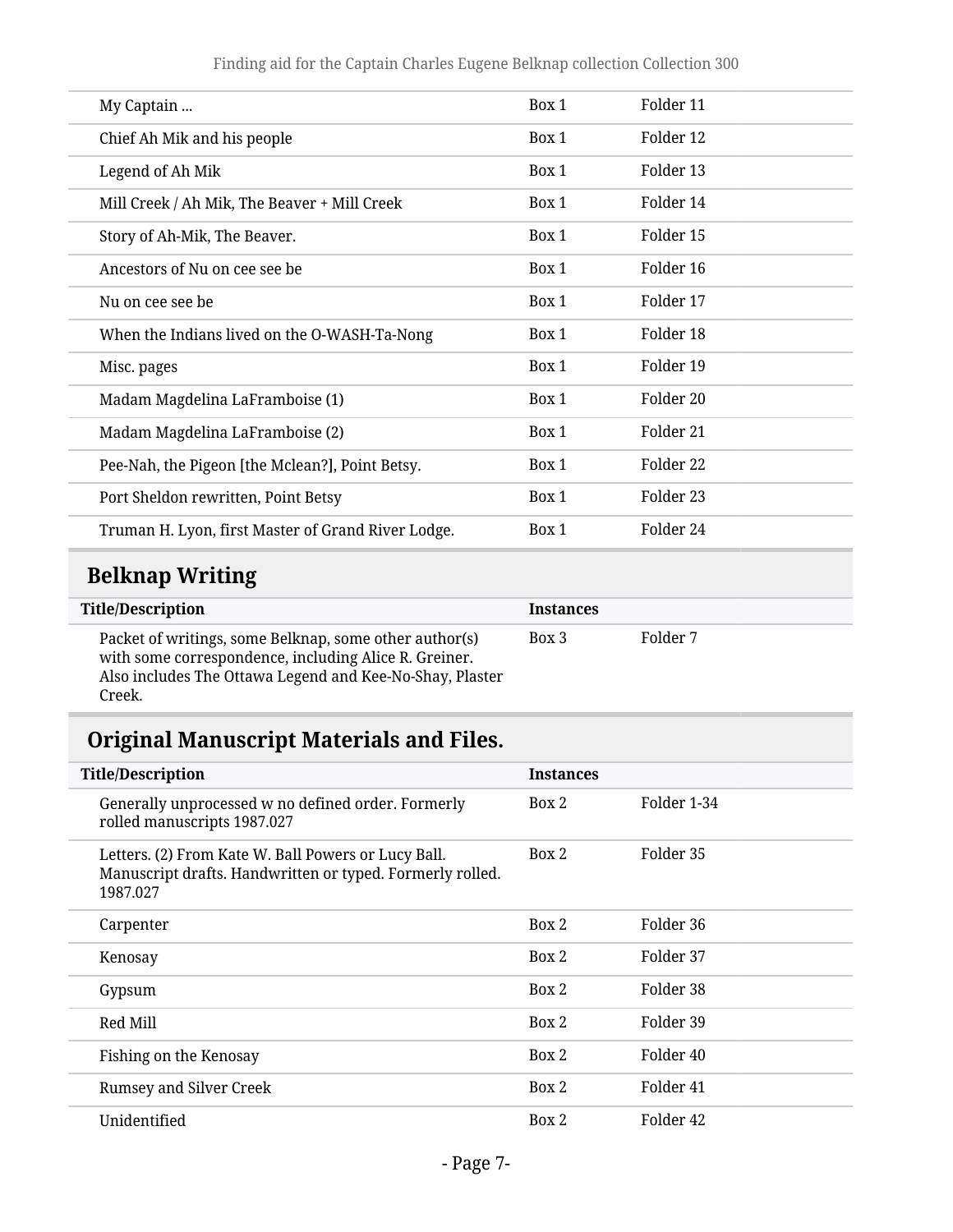| | | |
|---|---|---|
| My Captain ... | Box 1 | Folder 11 |
| Chief Ah Mik and his people | Box 1 | Folder 12 |
| Legend of Ah Mik | Box 1 | Folder 13 |
| Mill Creek / Ah Mik, The Beaver + Mill Creek | Box 1 | Folder 14 |
| Story of Ah-Mik, The Beaver. | Box 1 | Folder 15 |
| Ancestors of Nu on cee see be | Box 1 | Folder 16 |
| Nu on cee see be | Box 1 | Folder 17 |
| When the Indians lived on the O-WASH-Ta-Nong | Box 1 | Folder 18 |
| Misc. pages | Box 1 | Folder 19 |
| Madam Magdelina LaFramboise (1) | Box 1 | Folder 20 |
| Madam Magdelina LaFramboise (2) | Box 1 | Folder 21 |
| Pee-Nah, the Pigeon [the Mclean?], Point Betsy. | Box 1 | Folder 22 |
| Port Sheldon rewritten, Point Betsy | Box 1 | Folder 23 |
| Truman H. Lyon, first Master of Grand River Lodge. | Box 1 | Folder 24 |

## Belknap Writing

| Title/Description | Instances | |
|---|---|---|
| Packet of writings, some Belknap, some other author(s) with some correspondence, including Alice R. Greiner. Also includes The Ottawa Legend and Kee-No-Shay, Plaster Creek. | Box 3 | Folder 7 |

## Original Manuscript Materials and Files.

| Title/Description | Instances | |
|---|---|---|
| Generally unprocessed w no defined order. Formerly rolled manuscripts 1987.027 | Box 2 | Folder 1-34 |
| Letters. (2) From Kate W. Ball Powers or Lucy Ball. Manuscript drafts. Handwritten or typed. Formerly rolled. 1987.027 | Box 2 | Folder 35 |
| Carpenter | Box 2 | Folder 36 |
| Kenosay | Box 2 | Folder 37 |
| Gypsum | Box 2 | Folder 38 |
| Red Mill | Box 2 | Folder 39 |
| Fishing on the Kenosay | Box 2 | Folder 40 |
| Rumsey and Silver Creek | Box 2 | Folder 41 |
| Unidentified | Box 2 | Folder 42 |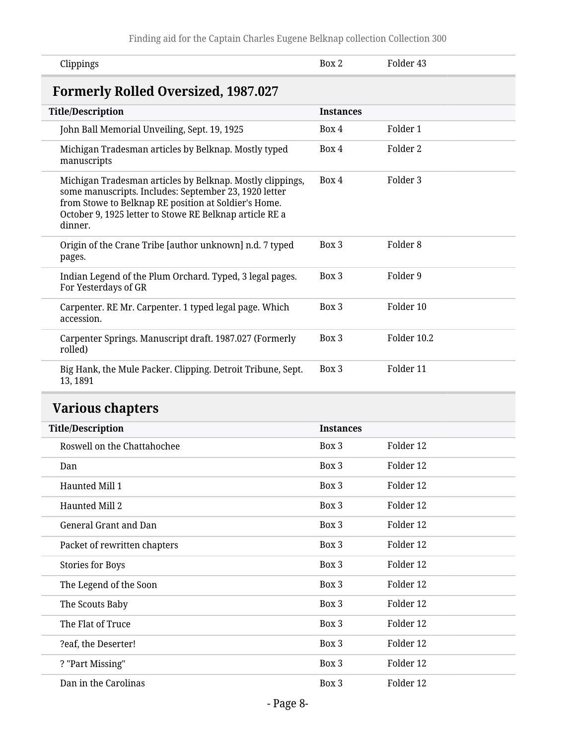| Title/Description | Instances | |
|---|---|---|
| Clippings | Box 2 | Folder 43 |

## Formerly Rolled Oversized, 1987.027

| Title/Description | Instances | |
|---|---|---|
| John Ball Memorial Unveiling, Sept. 19, 1925 | Box 4 | Folder 1 |
| Michigan Tradesman articles by Belknap. Mostly typed manuscripts | Box 4 | Folder 2 |
| Michigan Tradesman articles by Belknap. Mostly clippings, some manuscripts. Includes: September 23, 1920 letter from Stowe to Belknap RE position at Soldier's Home. October 9, 1925 letter to Stowe RE Belknap article RE a dinner. | Box 4 | Folder 3 |
| Origin of the Crane Tribe [author unknown] n.d. 7 typed pages. | Box 3 | Folder 8 |
| Indian Legend of the Plum Orchard. Typed, 3 legal pages. For Yesterdays of GR | Box 3 | Folder 9 |
| Carpenter. RE Mr. Carpenter. 1 typed legal page. Which accession. | Box 3 | Folder 10 |
| Carpenter Springs. Manuscript draft. 1987.027 (Formerly rolled) | Box 3 | Folder 10.2 |
| Big Hank, the Mule Packer. Clipping. Detroit Tribune, Sept. 13, 1891 | Box 3 | Folder 11 |

## Various chapters

| Title/Description | Instances | |
|---|---|---|
| Roswell on the Chattahochee | Box 3 | Folder 12 |
| Dan | Box 3 | Folder 12 |
| Haunted Mill 1 | Box 3 | Folder 12 |
| Haunted Mill 2 | Box 3 | Folder 12 |
| General Grant and Dan | Box 3 | Folder 12 |
| Packet of rewritten chapters | Box 3 | Folder 12 |
| Stories for Boys | Box 3 | Folder 12 |
| The Legend of the Soon | Box 3 | Folder 12 |
| The Scouts Baby | Box 3 | Folder 12 |
| The Flat of Truce | Box 3 | Folder 12 |
| ?eaf, the Deserter! | Box 3 | Folder 12 |
| ? "Part Missing" | Box 3 | Folder 12 |
| Dan in the Carolinas | Box 3 | Folder 12 |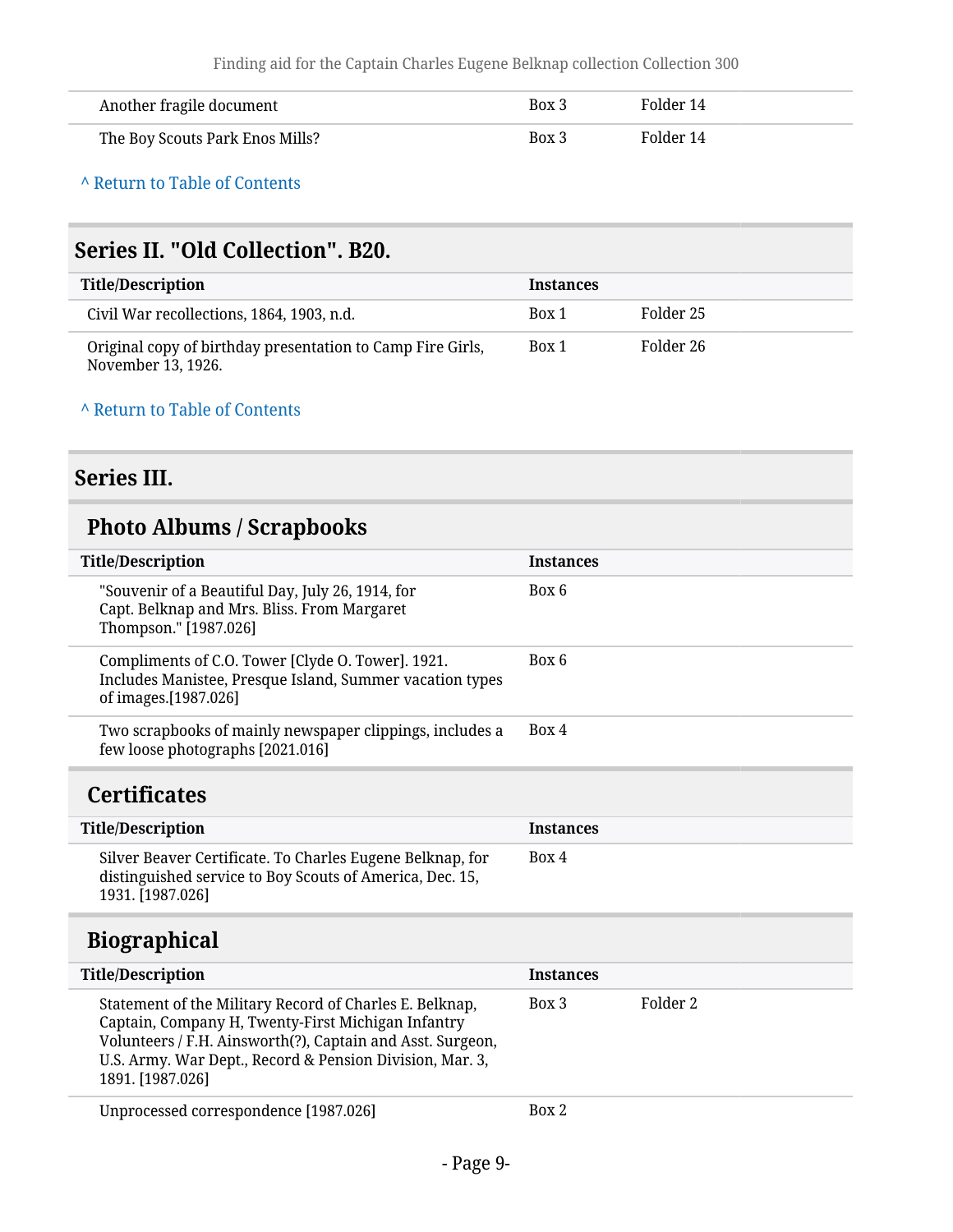| Title/Description | Instances | |
|---|---|---|
| Another fragile document | Box 3 | Folder 14 |
| The Boy Scouts Park Enos Mills? | Box 3 | Folder 14 |

^ Return to Table of Contents

## Series II. "Old Collection". B20.

| Title/Description | Instances | |
|---|---|---|
| Civil War recollections, 1864, 1903, n.d. | Box 1 | Folder 25 |
| Original copy of birthday presentation to Camp Fire Girls, November 13, 1926. | Box 1 | Folder 26 |

^ Return to Table of Contents

## Series III.

### Photo Albums / Scrapbooks

| Title/Description | Instances |
|---|---|
| "Souvenir of a Beautiful Day, July 26, 1914, for Capt. Belknap and Mrs. Bliss. From Margaret Thompson." [1987.026] | Box 6 |
| Compliments of C.O. Tower [Clyde O. Tower]. 1921. Includes Manistee, Presque Island, Summer vacation types of images.[1987.026] | Box 6 |
| Two scrapbooks of mainly newspaper clippings, includes a few loose photographs [2021.016] | Box 4 |

### Certificates

| Title/Description | Instances |
|---|---|
| Silver Beaver Certificate. To Charles Eugene Belknap, for distinguished service to Boy Scouts of America, Dec. 15, 1931. [1987.026] | Box 4 |

### Biographical

| Title/Description | Instances | |
|---|---|---|
| Statement of the Military Record of Charles E. Belknap, Captain, Company H, Twenty-First Michigan Infantry Volunteers / F.H. Ainsworth(?), Captain and Asst. Surgeon, U.S. Army. War Dept., Record & Pension Division, Mar. 3, 1891. [1987.026] | Box 3 | Folder 2 |
| Unprocessed correspondence [1987.026] | Box 2 | |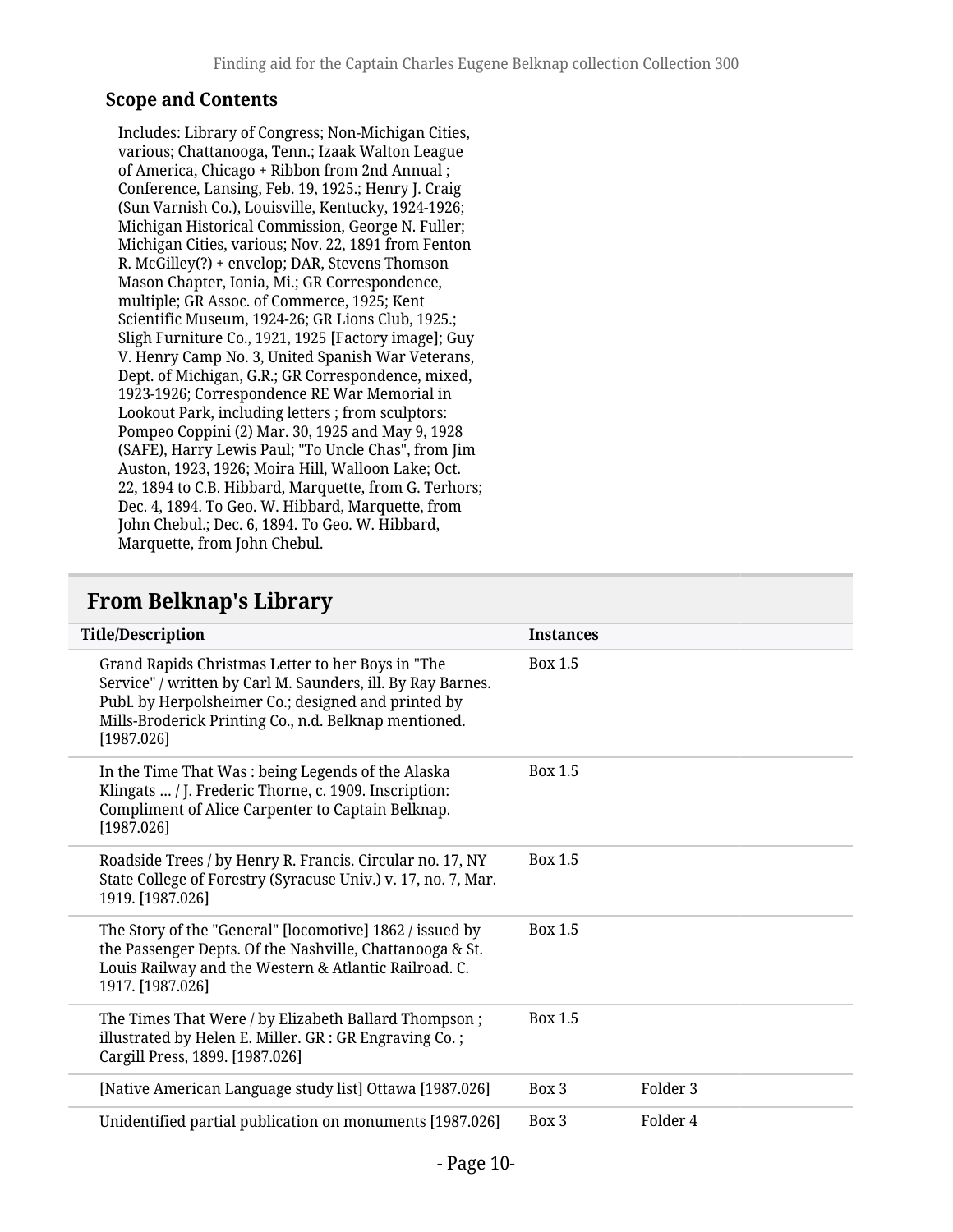### Scope and Contents

Includes: Library of Congress; Non-Michigan Cities, various; Chattanooga, Tenn.; Izaak Walton League of America, Chicago + Ribbon from 2nd Annual ; Conference, Lansing, Feb. 19, 1925.; Henry J. Craig (Sun Varnish Co.), Louisville, Kentucky, 1924-1926; Michigan Historical Commission, George N. Fuller; Michigan Cities, various; Nov. 22, 1891 from Fenton R. McGilley(?) + envelop; DAR, Stevens Thomson Mason Chapter, Ionia, Mi.; GR Correspondence, multiple; GR Assoc. of Commerce, 1925; Kent Scientific Museum, 1924-26; GR Lions Club, 1925.; Sligh Furniture Co., 1921, 1925 [Factory image]; Guy V. Henry Camp No. 3, United Spanish War Veterans, Dept. of Michigan, G.R.; GR Correspondence, mixed, 1923-1926; Correspondence RE War Memorial in Lookout Park, including letters ; from sculptors: Pompeo Coppini (2) Mar. 30, 1925 and May 9, 1928 (SAFE), Harry Lewis Paul; "To Uncle Chas", from Jim Auston, 1923, 1926; Moira Hill, Walloon Lake; Oct. 22, 1894 to C.B. Hibbard, Marquette, from G. Terhors; Dec. 4, 1894. To Geo. W. Hibbard, Marquette, from John Chebul.; Dec. 6, 1894. To Geo. W. Hibbard, Marquette, from John Chebul.

## From Belknap's Library

| Title/Description | Instances | |
|---|---|---|
| Grand Rapids Christmas Letter to her Boys in "The Service" / written by Carl M. Saunders, ill. By Ray Barnes. Publ. by Herpolsheimer Co.; designed and printed by Mills-Broderick Printing Co., n.d. Belknap mentioned. [1987.026] | Box 1.5 | |
| In the Time That Was : being Legends of the Alaska Klingats ... / J. Frederic Thorne, c. 1909. Inscription: Compliment of Alice Carpenter to Captain Belknap. [1987.026] | Box 1.5 | |
| Roadside Trees / by Henry R. Francis. Circular no. 17, NY State College of Forestry (Syracuse Univ.) v. 17, no. 7, Mar. 1919. [1987.026] | Box 1.5 | |
| The Story of the "General" [locomotive] 1862 / issued by the Passenger Depts. Of the Nashville, Chattanooga & St. Louis Railway and the Western & Atlantic Railroad. C. 1917. [1987.026] | Box 1.5 | |
| The Times That Were / by Elizabeth Ballard Thompson ; illustrated by Helen E. Miller. GR : GR Engraving Co. ; Cargill Press, 1899. [1987.026] | Box 1.5 | |
| [Native American Language study list] Ottawa [1987.026] | Box 3 | Folder 3 |
| Unidentified partial publication on monuments [1987.026] | Box 3 | Folder 4 |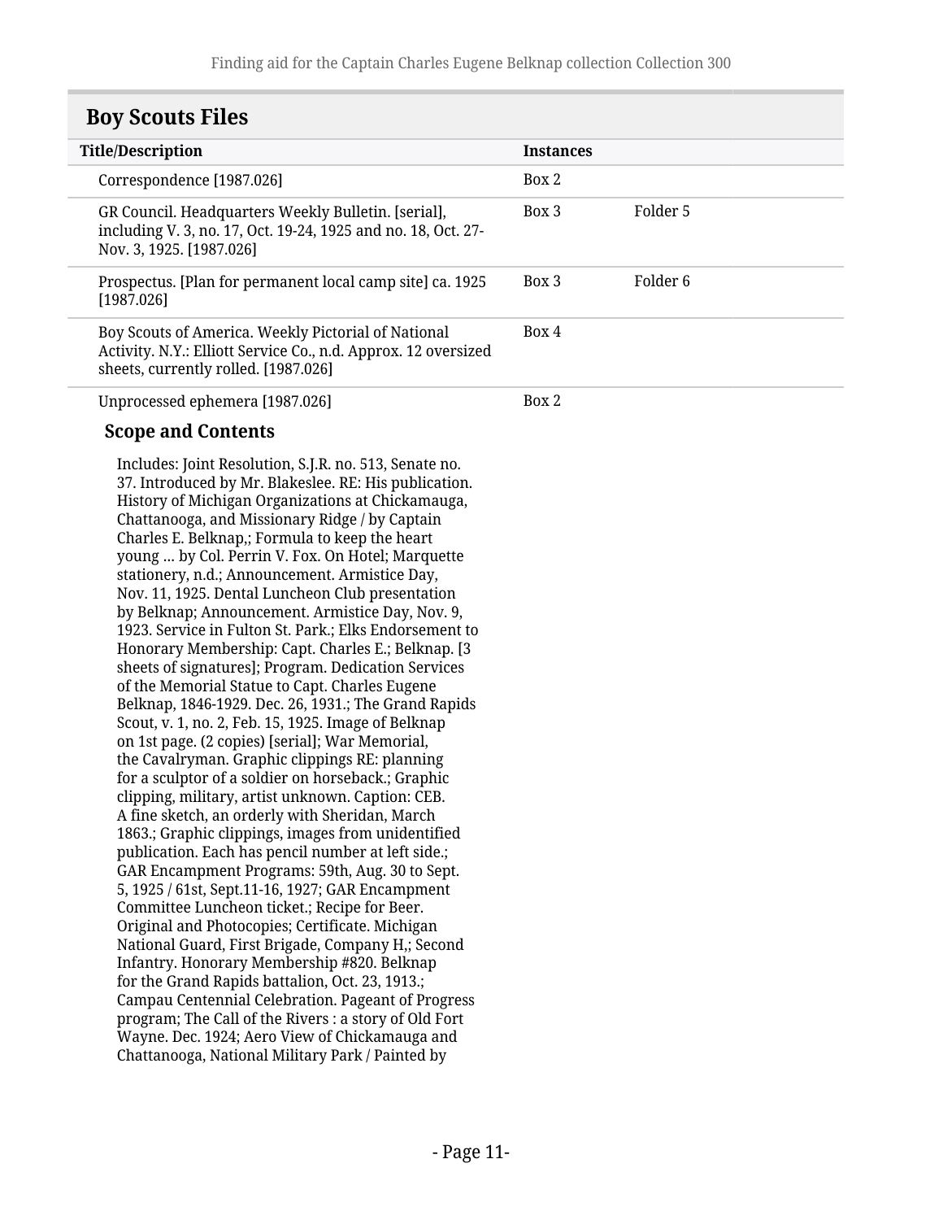## Boy Scouts Files

| Title/Description | Instances | |
|---|---|---|
| Correspondence [1987.026] | Box 2 | |
| GR Council. Headquarters Weekly Bulletin. [serial], including V. 3, no. 17, Oct. 19-24, 1925 and no. 18, Oct. 27-Nov. 3, 1925. [1987.026] | Box 3 | Folder 5 |
| Prospectus. [Plan for permanent local camp site] ca. 1925 [1987.026] | Box 3 | Folder 6 |
| Boy Scouts of America. Weekly Pictorial of National Activity. N.Y.: Elliott Service Co., n.d. Approx. 12 oversized sheets, currently rolled. [1987.026] | Box 4 | |
| Unprocessed ephemera [1987.026] | Box 2 | |

### Scope and Contents

Includes: Joint Resolution, S.J.R. no. 513, Senate no. 37. Introduced by Mr. Blakeslee. RE: His publication. History of Michigan Organizations at Chickamauga, Chattanooga, and Missionary Ridge / by Captain Charles E. Belknap,; Formula to keep the heart young ... by Col. Perrin V. Fox. On Hotel; Marquette stationery, n.d.; Announcement. Armistice Day, Nov. 11, 1925. Dental Luncheon Club presentation by Belknap; Announcement. Armistice Day, Nov. 9, 1923. Service in Fulton St. Park.; Elks Endorsement to Honorary Membership: Capt. Charles E.; Belknap. [3 sheets of signatures]; Program. Dedication Services of the Memorial Statue to Capt. Charles Eugene Belknap, 1846-1929. Dec. 26, 1931.; The Grand Rapids Scout, v. 1, no. 2, Feb. 15, 1925. Image of Belknap on 1st page. (2 copies) [serial]; War Memorial, the Cavalryman. Graphic clippings RE: planning for a sculptor of a soldier on horseback.; Graphic clipping, military, artist unknown. Caption: CEB. A fine sketch, an orderly with Sheridan, March 1863.; Graphic clippings, images from unidentified publication. Each has pencil number at left side.; GAR Encampment Programs: 59th, Aug. 30 to Sept. 5, 1925 / 61st, Sept.11-16, 1927; GAR Encampment Committee Luncheon ticket.; Recipe for Beer. Original and Photocopies; Certificate. Michigan National Guard, First Brigade, Company H,; Second Infantry. Honorary Membership #820. Belknap for the Grand Rapids battalion, Oct. 23, 1913.; Campau Centennial Celebration. Pageant of Progress program; The Call of the Rivers : a story of Old Fort Wayne. Dec. 1924; Aero View of Chickamauga and Chattanooga, National Military Park / Painted by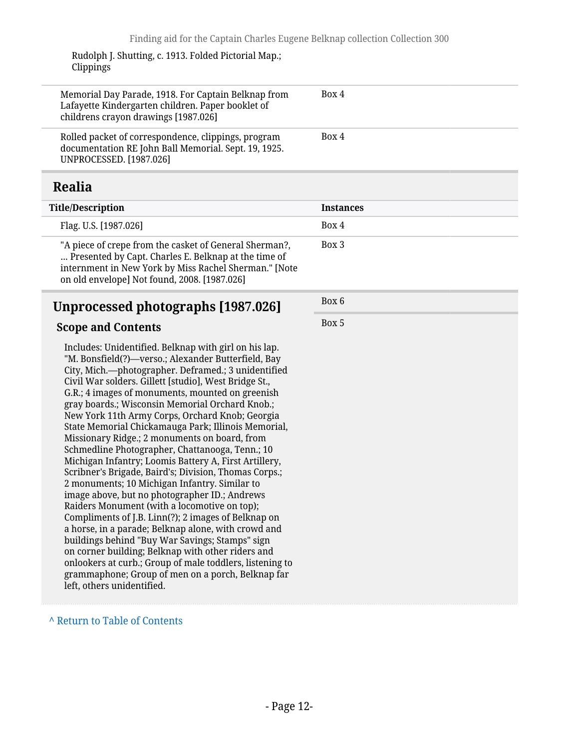| | |
|---|---|
| Rudolph J. Shutting, c. 1913. Folded Pictorial Map.; Clippings | |
| Memorial Day Parade, 1918. For Captain Belknap from Lafayette Kindergarten children. Paper booklet of childrens crayon drawings [1987.026] | Box 4 |
| Rolled packet of correspondence, clippings, program documentation RE John Ball Memorial. Sept. 19, 1925. UNPROCESSED. [1987.026] | Box 4 |

## Realia

| Title/Description | Instances |
|---|---|
| Flag. U.S. [1987.026] | Box 4 |
| "A piece of crepe from the casket of General Sherman?, ... Presented by Capt. Charles E. Belknap at the time of internment in New York by Miss Rachel Sherman." [Note on old envelope] Not found, 2008. [1987.026] | Box 3 |

## Unprocessed photographs [1987.026]

Box 6

Box 5

### Scope and Contents

Includes: Unidentified. Belknap with girl on his lap. "M. Bonsfield(?)—verso.; Alexander Butterfield, Bay City, Mich.—photographer. Deframed.; 3 unidentified Civil War solders. Gillett [studio], West Bridge St., G.R.; 4 images of monuments, mounted on greenish gray boards.; Wisconsin Memorial Orchard Knob.; New York 11th Army Corps, Orchard Knob; Georgia State Memorial Chickamauga Park; Illinois Memorial, Missionary Ridge.; 2 monuments on board, from Schmedline Photographer, Chattanooga, Tenn.; 10 Michigan Infantry; Loomis Battery A, First Artillery, Scribner's Brigade, Baird's; Division, Thomas Corps.; 2 monuments; 10 Michigan Infantry. Similar to image above, but no photographer ID.; Andrews Raiders Monument (with a locomotive on top); Compliments of J.B. Linn(?); 2 images of Belknap on a horse, in a parade; Belknap alone, with crowd and buildings behind "Buy War Savings; Stamps" sign on corner building; Belknap with other riders and onlookers at curb.; Group of male toddlers, listening to grammaphone; Group of men on a porch, Belknap far left, others unidentified.

^ Return to Table of Contents